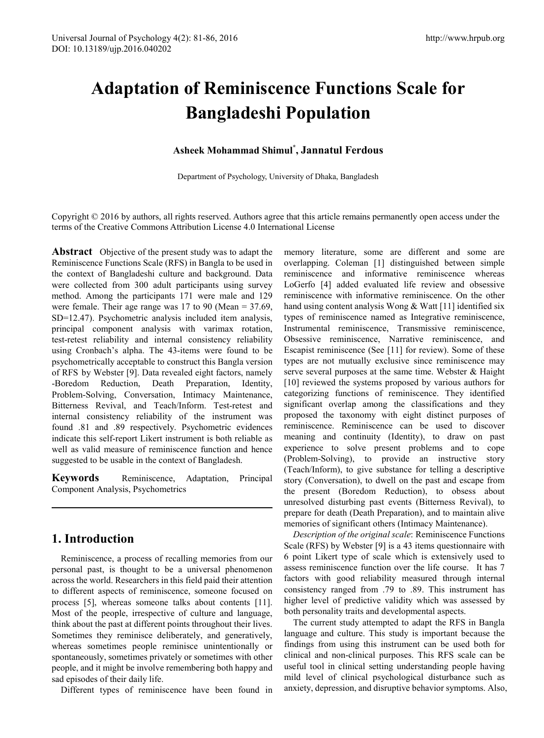# Adaptation of Reminiscence Functions Scale for Bangladeshi Population

**Asheek Mohammad Shimul***, **Jannatul Ferdous**

Department of Psychology, University of Dhaka, Bangladesh

Copyright © 2016 by authors, all rights reserved. Authors agree that this article remains permanently open access under the terms of the Creative Commons Attribution License 4.0 International License

**Abstract** Objective of the present study was to adapt the Reminiscence Functions Scale (RFS) in Bangla to be used in the context of Bangladeshi culture and background. Data were collected from 300 adult participants using survey method. Among the participants 171 were male and 129 were female. Their age range was 17 to 90 (Mean = 37.69, SD=12.47). Psychometric analysis included item analysis, principal component analysis with varimax rotation, test-retest reliability and internal consistency reliability using Cronbach's alpha. The 43-items were found to be psychometrically acceptable to construct this Bangla version of RFS by Webster [9]. Data revealed eight factors, namely -Boredom Reduction, Death Preparation, Identity, Problem-Solving, Conversation, Intimacy Maintenance, Bitterness Revival, and Teach/Inform. Test-retest and internal consistency reliability of the instrument was found .81 and .89 respectively. Psychometric evidences indicate this self-report Likert instrument is both reliable as well as valid measure of reminiscence function and hence suggested to be usable in the context of Bangladesh.

**Keywords** Reminiscence, Adaptation, Principal Component Analysis, Psychometrics

## 1. Introduction

Reminiscence, a process of recalling memories from our personal past, is thought to be a universal phenomenon across the world. Researchers in this field paid their attention to different aspects of reminiscence, someone focused on process [5], whereas someone talks about contents [11]. Most of the people, irrespective of culture and language, think about the past at different points throughout their lives. Sometimes they reminisce deliberately, and generatively, whereas sometimes people reminisce unintentionally or spontaneously, sometimes privately or sometimes with other people, and it might be involve remembering both happy and sad episodes of their daily life.

Different types of reminiscence have been found in memory literature, some are different and some are overlapping. Coleman [1] distinguished between simple reminiscence and informative reminiscence whereas LoGerfo [4] added evaluated life review and obsessive reminiscence with informative reminiscence. On the other hand using content analysis Wong & Watt [11] identified six types of reminiscence named as Integrative reminiscence, Instrumental reminiscence, Transmissive reminiscence, Obsessive reminiscence, Narrative reminiscence, and Escapist reminiscence (See [11] for review). Some of these types are not mutually exclusive since reminiscence may serve several purposes at the same time. Webster & Haight [10] reviewed the systems proposed by various authors for categorizing functions of reminiscence. They identified significant overlap among the classifications and they proposed the taxonomy with eight distinct purposes of reminiscence. Reminiscence can be used to discover meaning and continuity (Identity), to draw on past experience to solve present problems and to cope (Problem-Solving), to provide an instructive story (Teach/Inform), to give substance for telling a descriptive story (Conversation), to dwell on the past and escape from the present (Boredom Reduction), to obsess about unresolved disturbing past events (Bitterness Revival), to prepare for death (Death Preparation), and to maintain alive memories of significant others (Intimacy Maintenance).

*Description of the original scale*: Reminiscence Functions Scale (RFS) by Webster [9] is a 43 items questionnaire with 6 point Likert type of scale which is extensively used to assess reminiscence function over the life course. It has 7 factors with good reliability measured through internal consistency ranged from .79 to .89. This instrument has higher level of predictive validity which was assessed by both personality traits and developmental aspects.

The current study attempted to adapt the RFS in Bangla language and culture. This study is important because the findings from using this instrument can be used both for clinical and non-clinical purposes. This RFS scale can be useful tool in clinical setting understanding people having mild level of clinical psychological disturbance such as anxiety, depression, and disruptive behavior symptoms. Also,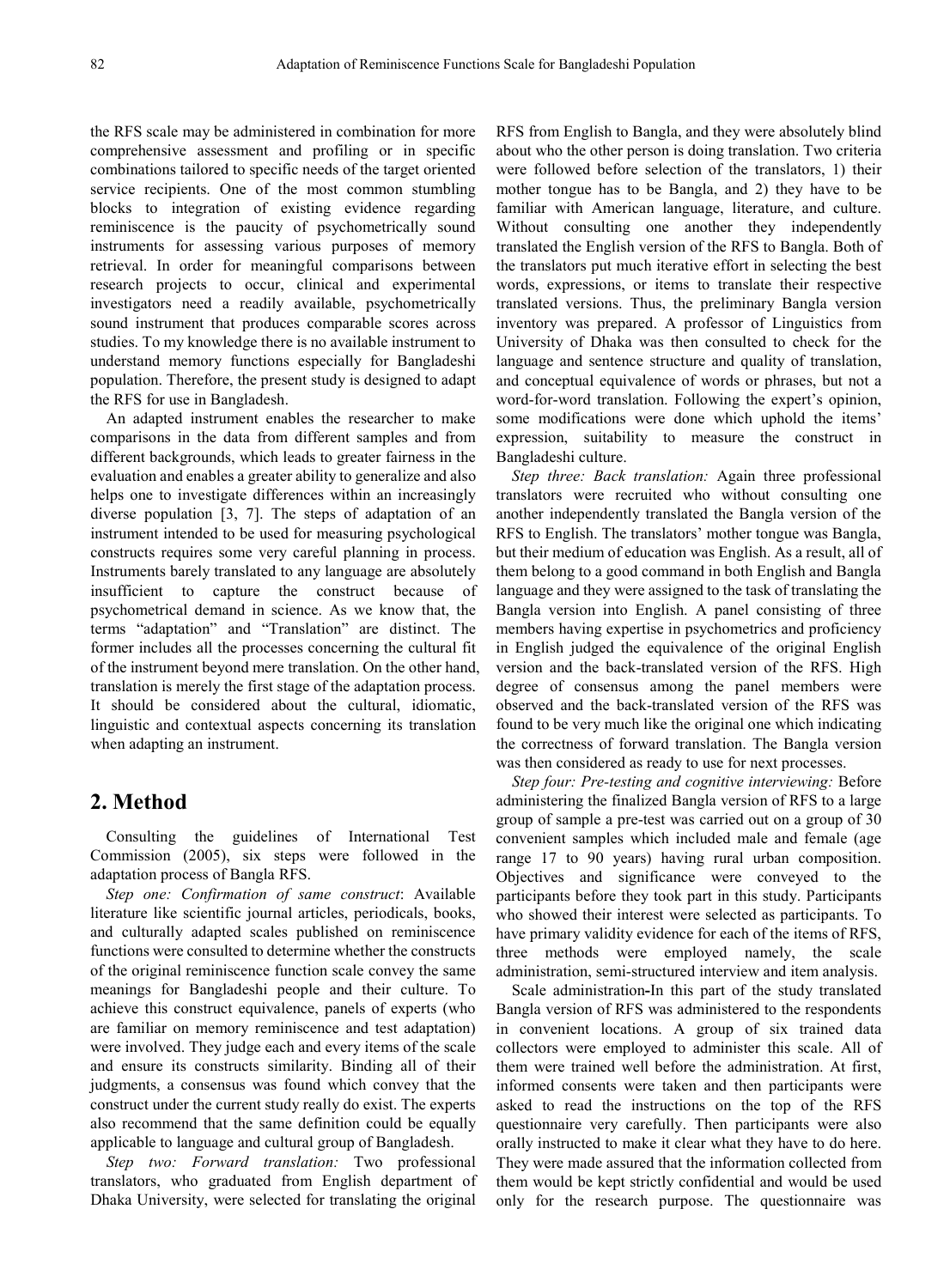the RFS scale may be administered in combination for more comprehensive assessment and profiling or in specific combinations tailored to specific needs of the target oriented service recipients. One of the most common stumbling blocks to integration of existing evidence regarding reminiscence is the paucity of psychometrically sound instruments for assessing various purposes of memory retrieval. In order for meaningful comparisons between research projects to occur, clinical and experimental investigators need a readily available, psychometrically sound instrument that produces comparable scores across studies. To my knowledge there is no available instrument to understand memory functions especially for Bangladeshi population. Therefore, the present study is designed to adapt the RFS for use in Bangladesh.

An adapted instrument enables the researcher to make comparisons in the data from different samples and from different backgrounds, which leads to greater fairness in the evaluation and enables a greater ability to generalize and also helps one to investigate differences within an increasingly diverse population [3, 7]. The steps of adaptation of an instrument intended to be used for measuring psychological constructs requires some very careful planning in process. Instruments barely translated to any language are absolutely insufficient to capture the construct because of psychometrical demand in science. As we know that, the terms "adaptation" and "Translation" are distinct. The former includes all the processes concerning the cultural fit of the instrument beyond mere translation. On the other hand, translation is merely the first stage of the adaptation process. It should be considered about the cultural, idiomatic, linguistic and contextual aspects concerning its translation when adapting an instrument.

## 2. Method

Consulting the guidelines of International Test Commission (2005), six steps were followed in the adaptation process of Bangla RFS.

*Step one: Confirmation of same construct*: Available literature like scientific journal articles, periodicals, books, and culturally adapted scales published on reminiscence functions were consulted to determine whether the constructs of the original reminiscence function scale convey the same meanings for Bangladeshi people and their culture. To achieve this construct equivalence, panels of experts (who are familiar on memory reminiscence and test adaptation) were involved. They judge each and every items of the scale and ensure its constructs similarity. Binding all of their judgments, a consensus was found which convey that the construct under the current study really do exist. The experts also recommend that the same definition could be equally applicable to language and cultural group of Bangladesh.

*Step two: Forward translation:* Two professional translators, who graduated from English department of Dhaka University, were selected for translating the original RFS from English to Bangla, and they were absolutely blind about who the other person is doing translation. Two criteria were followed before selection of the translators, 1) their mother tongue has to be Bangla, and 2) they have to be familiar with American language, literature, and culture. Without consulting one another they independently translated the English version of the RFS to Bangla. Both of the translators put much iterative effort in selecting the best words, expressions, or items to translate their respective translated versions. Thus, the preliminary Bangla version inventory was prepared. A professor of Linguistics from University of Dhaka was then consulted to check for the language and sentence structure and quality of translation, and conceptual equivalence of words or phrases, but not a word-for-word translation. Following the expert's opinion, some modifications were done which uphold the items' expression, suitability to measure the construct in Bangladeshi culture.

*Step three: Back translation:* Again three professional translators were recruited who without consulting one another independently translated the Bangla version of the RFS to English. The translators' mother tongue was Bangla, but their medium of education was English. As a result, all of them belong to a good command in both English and Bangla language and they were assigned to the task of translating the Bangla version into English. A panel consisting of three members having expertise in psychometrics and proficiency in English judged the equivalence of the original English version and the back-translated version of the RFS. High degree of consensus among the panel members were observed and the back-translated version of the RFS was found to be very much like the original one which indicating the correctness of forward translation. The Bangla version was then considered as ready to use for next processes.

*Step four: Pre-testing and cognitive interviewing:* Before administering the finalized Bangla version of RFS to a large group of sample a pre-test was carried out on a group of 30 convenient samples which included male and female (age range 17 to 90 years) having rural urban composition. Objectives and significance were conveyed to the participants before they took part in this study. Participants who showed their interest were selected as participants. To have primary validity evidence for each of the items of RFS, three methods were employed namely, the scale administration, semi-structured interview and item analysis.

Scale administration**-**In this part of the study translated Bangla version of RFS was administered to the respondents in convenient locations. A group of six trained data collectors were employed to administer this scale. All of them were trained well before the administration. At first, informed consents were taken and then participants were asked to read the instructions on the top of the RFS questionnaire very carefully. Then participants were also orally instructed to make it clear what they have to do here. They were made assured that the information collected from them would be kept strictly confidential and would be used only for the research purpose. The questionnaire was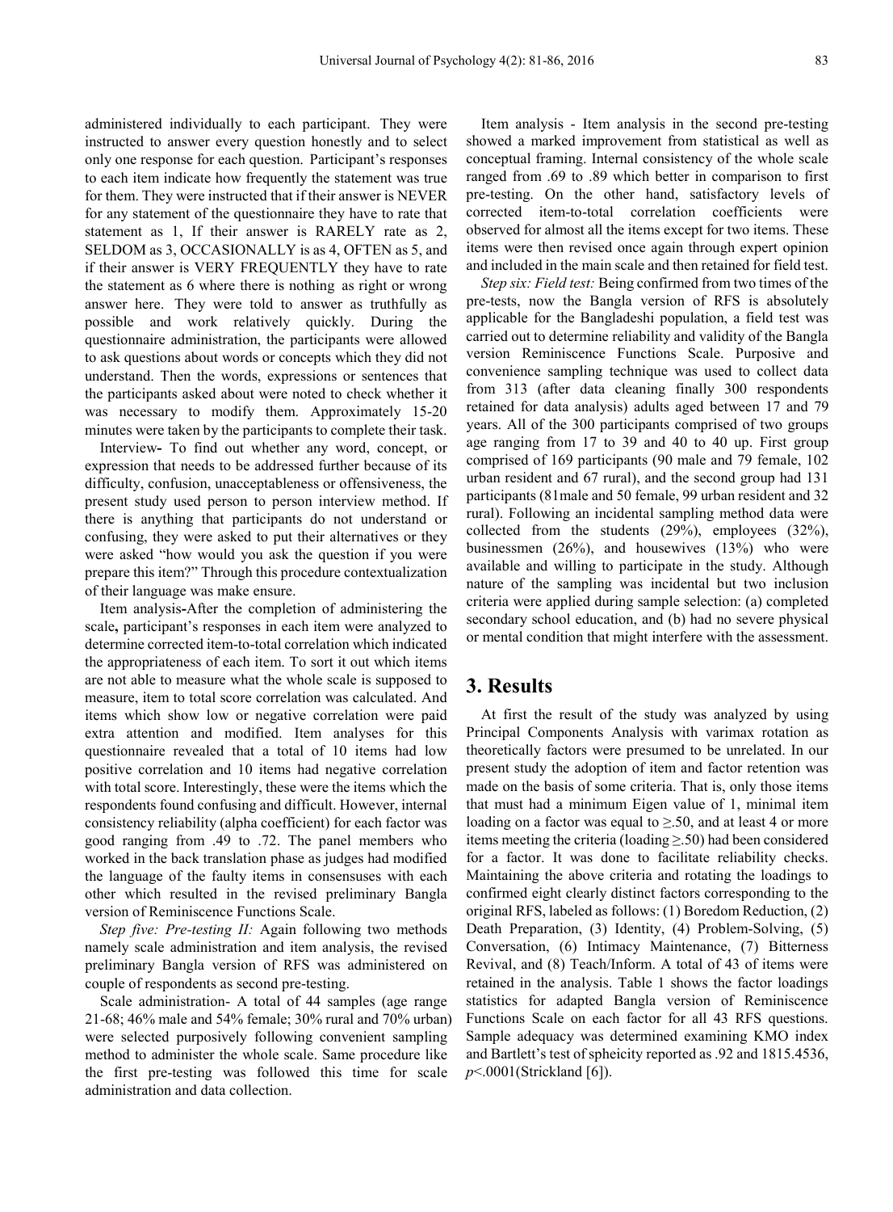administered individually to each participant. They were instructed to answer every question honestly and to select only one response for each question. Participant's responses to each item indicate how frequently the statement was true for them. They were instructed that if their answer is NEVER for any statement of the questionnaire they have to rate that statement as 1, If their answer is RARELY rate as 2, SELDOM as 3, OCCASIONALLY is as 4, OFTEN as 5, and if their answer is VERY FREQUENTLY they have to rate the statement as 6 where there is nothing as right or wrong answer here. They were told to answer as truthfully as possible and work relatively quickly. During the questionnaire administration, the participants were allowed to ask questions about words or concepts which they did not understand. Then the words, expressions or sentences that the participants asked about were noted to check whether it was necessary to modify them. Approximately 15-20 minutes were taken by the participants to complete their task.

Interview**-** To find out whether any word, concept, or expression that needs to be addressed further because of its difficulty, confusion, unacceptableness or offensiveness, the present study used person to person interview method. If there is anything that participants do not understand or confusing, they were asked to put their alternatives or they were asked "how would you ask the question if you were prepare this item?" Through this procedure contextualization of their language was make ensure.

Item analysis**-**After the completion of administering the scale**,** participant's responses in each item were analyzed to determine corrected item-to-total correlation which indicated the appropriateness of each item. To sort it out which items are not able to measure what the whole scale is supposed to measure, item to total score correlation was calculated. And items which show low or negative correlation were paid extra attention and modified. Item analyses for this questionnaire revealed that a total of 10 items had low positive correlation and 10 items had negative correlation with total score. Interestingly, these were the items which the respondents found confusing and difficult. However, internal consistency reliability (alpha coefficient) for each factor was good ranging from .49 to .72. The panel members who worked in the back translation phase as judges had modified the language of the faulty items in consensuses with each other which resulted in the revised preliminary Bangla version of Reminiscence Functions Scale.

*Step five: Pre-testing II:* Again following two methods namely scale administration and item analysis, the revised preliminary Bangla version of RFS was administered on couple of respondents as second pre-testing.

Scale administration- A total of 44 samples (age range 21-68; 46% male and 54% female; 30% rural and 70% urban) were selected purposively following convenient sampling method to administer the whole scale. Same procedure like the first pre-testing was followed this time for scale administration and data collection.

Item analysis - Item analysis in the second pre-testing showed a marked improvement from statistical as well as conceptual framing. Internal consistency of the whole scale ranged from .69 to .89 which better in comparison to first pre-testing. On the other hand, satisfactory levels of corrected item-to-total correlation coefficients were observed for almost all the items except for two items. These items were then revised once again through expert opinion and included in the main scale and then retained for field test.

*Step six: Field test:* Being confirmed from two times of the pre-tests, now the Bangla version of RFS is absolutely applicable for the Bangladeshi population, a field test was carried out to determine reliability and validity of the Bangla version Reminiscence Functions Scale. Purposive and convenience sampling technique was used to collect data from 313 (after data cleaning finally 300 respondents retained for data analysis) adults aged between 17 and 79 years. All of the 300 participants comprised of two groups age ranging from 17 to 39 and 40 to 40 up. First group comprised of 169 participants (90 male and 79 female, 102 urban resident and 67 rural), and the second group had 131 participants (81male and 50 female, 99 urban resident and 32 rural). Following an incidental sampling method data were collected from the students (29%), employees (32%), businessmen (26%), and housewives (13%) who were available and willing to participate in the study. Although nature of the sampling was incidental but two inclusion criteria were applied during sample selection: (a) completed secondary school education, and (b) had no severe physical or mental condition that might interfere with the assessment.

## 3. Results

At first the result of the study was analyzed by using Principal Components Analysis with varimax rotation as theoretically factors were presumed to be unrelated. In our present study the adoption of item and factor retention was made on the basis of some criteria. That is, only those items that must had a minimum Eigen value of 1, minimal item loading on a factor was equal to ≥.50, and at least 4 or more items meeting the criteria (loading ≥.50) had been considered for a factor. It was done to facilitate reliability checks. Maintaining the above criteria and rotating the loadings to confirmed eight clearly distinct factors corresponding to the original RFS, labeled as follows: (1) Boredom Reduction, (2) Death Preparation, (3) Identity, (4) Problem-Solving, (5) Conversation, (6) Intimacy Maintenance, (7) Bitterness Revival, and (8) Teach/Inform. A total of 43 of items were retained in the analysis. Table 1 shows the factor loadings statistics for adapted Bangla version of Reminiscence Functions Scale on each factor for all 43 RFS questions. Sample adequacy was determined examining KMO index and Bartlett's test of spheicity reported as .92 and 1815.4536, $p$<.0001(Strickland [6]).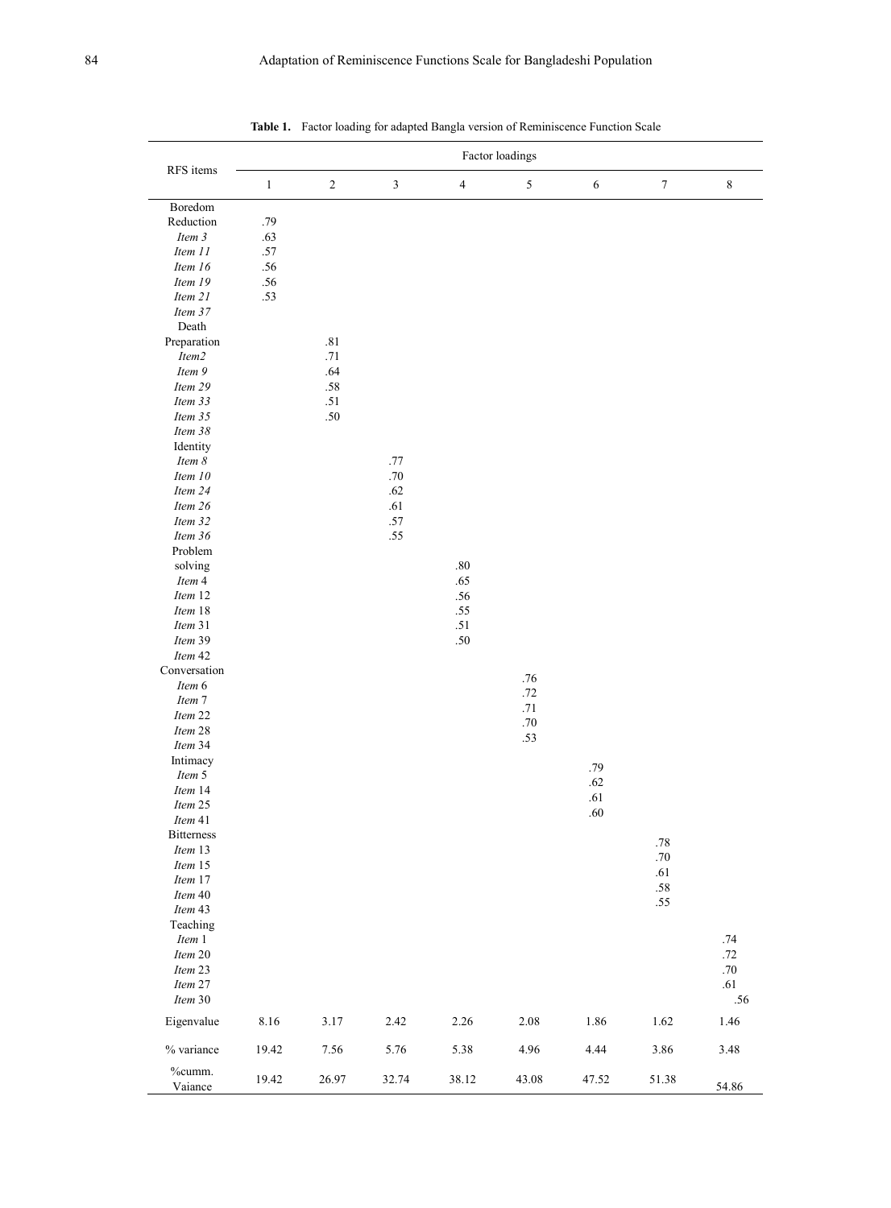**Table 1.** Factor loading for adapted Bangla version of Reminiscence Function Scale

| RFS items | Factor loadings | | | | | | | |
|---|---|---|---|---|---|---|---|---|
| | 1 | 2 | 3 | 4 | 5 | 6 | 7 | 8 |
| Boredom Reduction | .79 | | | | | | | |
| *Item 3* | .63 | | | | | | | |
| *Item 11* | .57 | | | | | | | |
| *Item 16* | .56 | | | | | | | |
| *Item 19* | .56 | | | | | | | |
| *Item 21* | .53 | | | | | | | |
| *Item 37* | | | | | | | | |
| Death Preparation | | .81 | | | | | | |
| *Item2* | | .71 | | | | | | |
| *Item 9* | | .64 | | | | | | |
| *Item 29* | | .58 | | | | | | |
| *Item 33* | | .51 | | | | | | |
| *Item 35* | | .50 | | | | | | |
| *Item 38* | | | | | | | | |
| Identity | | | | | | | | |
| *Item 8* | | | .77 | | | | | |
| *Item 10* | | | .70 | | | | | |
| *Item 24* | | | .62 | | | | | |
| *Item 26* | | | .61 | | | | | |
| *Item 32* | | | .57 | | | | | |
| *Item 36* | | | .55 | | | | | |
| Problem solving | | | | .80 | | | | |
| *Item* 4 | | | | .65 | | | | |
| *Item* 12 | | | | .56 | | | | |
| *Item* 18 | | | | .55 | | | | |
| *Item* 31 | | | | .51 | | | | |
| *Item* 39 | | | | .50 | | | | |
| *Item* 42 | | | | | | | | |
| Conversation | | | | | | | | |
| *Item* 6 | | | | | .76 | | | |
| *Item* 7 | | | | | .72 | | | |
| *Item* 22 | | | | | .71 | | | |
| *Item* 28 | | | | | .70 | | | |
| *Item* 34 | | | | | .53 | | | |
| Intimacy | | | | | | | | |
| *Item* 5 | | | | | | .79 | | |
| *Item* 14 | | | | | | .62 | | |
| *Item* 25 | | | | | | .61 | | |
| *Item* 41 | | | | | | .60 | | |
| Bitterness | | | | | | | | |
| *Item* 13 | | | | | | | .78 | |
| *Item* 15 | | | | | | | .70 | |
| *Item* 17 | | | | | | | .61 | |
| *Item* 40 | | | | | | | .58 | |
| *Item* 43 | | | | | | | .55 | |
| Teaching | | | | | | | | |
| *Item* 1 | | | | | | | | .74 |
| *Item* 20 | | | | | | | | .72 |
| *Item* 23 | | | | | | | | .70 |
| *Item* 27 | | | | | | | | .61 |
| *Item* 30 | | | | | | | | .56 |
| Eigenvalue | 8.16 | 3.17 | 2.42 | 2.26 | 2.08 | 1.86 | 1.62 | 1.46 |
| % variance | 19.42 | 7.56 | 5.76 | 5.38 | 4.96 | 4.44 | 3.86 | 3.48 |
| %cumm. Vaiance | 19.42 | 26.97 | 32.74 | 38.12 | 43.08 | 47.52 | 51.38 | 54.86 |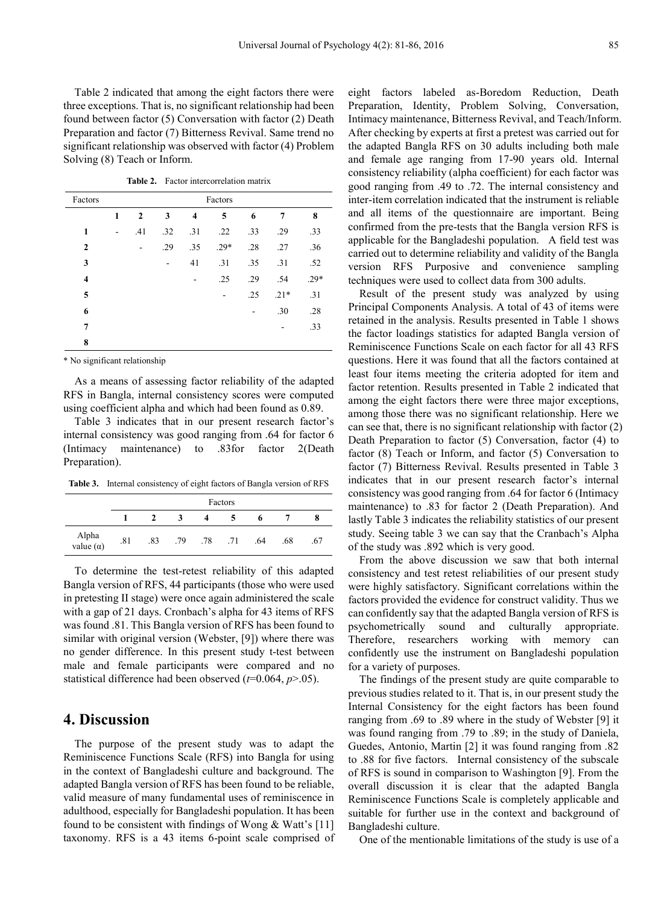Table 2 indicated that among the eight factors there were three exceptions. That is, no significant relationship had been found between factor (5) Conversation with factor (2) Death Preparation and factor (7) Bitterness Revival. Same trend no significant relationship was observed with factor (4) Problem Solving (8) Teach or Inform.

**Table 2.** Factor intercorrelation matrix

| Factors | Factors | | | | | | | |
|---|---|---|---|---|---|---|---|---|
| | **1** | **2** | **3** | **4** | **5** | **6** | **7** | **8** |
| **1** | - | .41 | .32 | .31 | .22 | .33 | .29 | .33 |
| **2** | | - | .29 | .35 | .29* | .28 | .27 | .36 |
| **3** | | | - | 41 | .31 | .35 | .31 | .52 |
| **4** | | | | - | .25 | .29 | .54 | .29* |
| **5** | | | | | - | .25 | .21* | .31 |
| **6** | | | | | | - | .30 | .28 |
| **7** | | | | | | | - | .33 |
| **8** | | | | | | | | |

\* No significant relationship

As a means of assessing factor reliability of the adapted RFS in Bangla, internal consistency scores were computed using coefficient alpha and which had been found as 0.89.

Table 3 indicates that in our present research factor's internal consistency was good ranging from .64 for factor 6 (Intimacy maintenance) to .83for factor 2(Death Preparation).

**Table 3.** Internal consistency of eight factors of Bangla version of RFS

| | Factors | | | | | | | |
|---|---|---|---|---|---|---|---|---|
| | **1** | **2** | **3** | **4** | **5** | **6** | **7** | **8** |
| Alpha value (α) | .81 | .83 | .79 | .78 | .71 | .64 | .68 | .67 |

To determine the test-retest reliability of this adapted Bangla version of RFS, 44 participants (those who were used in pretesting II stage) were once again administered the scale with a gap of 21 days. Cronbach's alpha for 43 items of RFS was found .81. This Bangla version of RFS has been found to similar with original version (Webster, [9]) where there was no gender difference. In this present study t-test between male and female participants were compared and no statistical difference had been observed ($t$=0.064, $p$>.05).

## 4. Discussion

The purpose of the present study was to adapt the Reminiscence Functions Scale (RFS) into Bangla for using in the context of Bangladeshi culture and background. The adapted Bangla version of RFS has been found to be reliable, valid measure of many fundamental uses of reminiscence in adulthood, especially for Bangladeshi population. It has been found to be consistent with findings of Wong & Watt's [11] taxonomy. RFS is a 43 items 6-point scale comprised of eight factors labeled as-Boredom Reduction, Death Preparation, Identity, Problem Solving, Conversation, Intimacy maintenance, Bitterness Revival, and Teach/Inform. After checking by experts at first a pretest was carried out for the adapted Bangla RFS on 30 adults including both male and female age ranging from 17-90 years old. Internal consistency reliability (alpha coefficient) for each factor was good ranging from .49 to .72. The internal consistency and inter-item correlation indicated that the instrument is reliable and all items of the questionnaire are important. Being confirmed from the pre-tests that the Bangla version RFS is applicable for the Bangladeshi population. A field test was carried out to determine reliability and validity of the Bangla version RFS Purposive and convenience sampling techniques were used to collect data from 300 adults.

Result of the present study was analyzed by using Principal Components Analysis. A total of 43 of items were retained in the analysis. Results presented in Table 1 shows the factor loadings statistics for adapted Bangla version of Reminiscence Functions Scale on each factor for all 43 RFS questions. Here it was found that all the factors contained at least four items meeting the criteria adopted for item and factor retention. Results presented in Table 2 indicated that among the eight factors there were three major exceptions, among those there was no significant relationship. Here we can see that, there is no significant relationship with factor (2) Death Preparation to factor (5) Conversation, factor (4) to factor (8) Teach or Inform, and factor (5) Conversation to factor (7) Bitterness Revival. Results presented in Table 3 indicates that in our present research factor's internal consistency was good ranging from .64 for factor 6 (Intimacy maintenance) to .83 for factor 2 (Death Preparation). And lastly Table 3 indicates the reliability statistics of our present study. Seeing table 3 we can say that the Cranbach's Alpha of the study was .892 which is very good.

From the above discussion we saw that both internal consistency and test retest reliabilities of our present study were highly satisfactory. Significant correlations within the factors provided the evidence for construct validity. Thus we can confidently say that the adapted Bangla version of RFS is psychometrically sound and culturally appropriate. Therefore, researchers working with memory can confidently use the instrument on Bangladeshi population for a variety of purposes.

The findings of the present study are quite comparable to previous studies related to it. That is, in our present study the Internal Consistency for the eight factors has been found ranging from .69 to .89 where in the study of Webster [9] it was found ranging from .79 to .89; in the study of Daniela, Guedes, Antonio, Martin [2] it was found ranging from .82 to .88 for five factors. Internal consistency of the subscale of RFS is sound in comparison to Washington [9]. From the overall discussion it is clear that the adapted Bangla Reminiscence Functions Scale is completely applicable and suitable for further use in the context and background of Bangladeshi culture.

One of the mentionable limitations of the study is use of a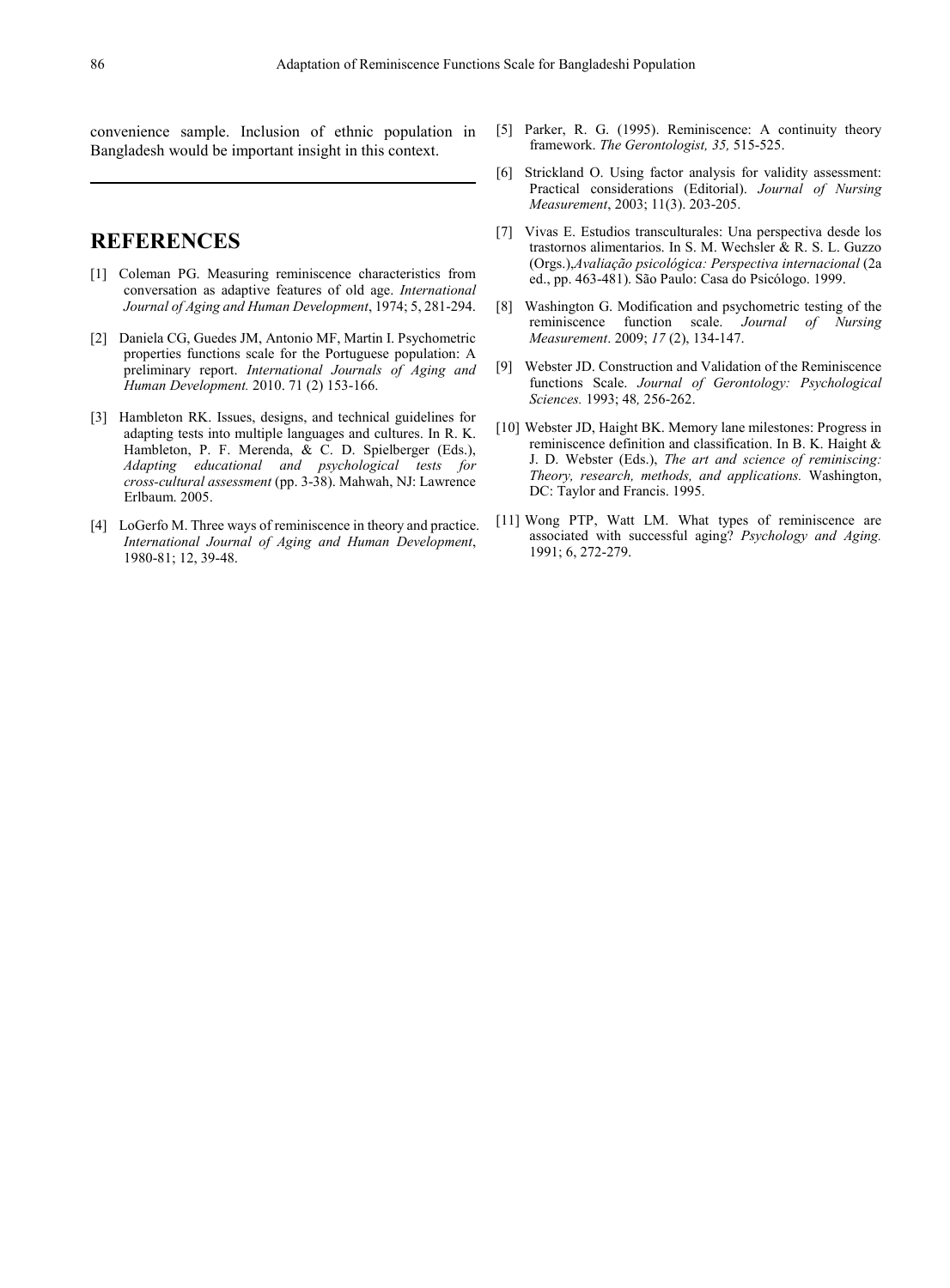convenience sample. Inclusion of ethnic population in Bangladesh would be important insight in this context.

## REFERENCES

[1] Coleman PG. Measuring reminiscence characteristics from conversation as adaptive features of old age. *International Journal of Aging and Human Development*, 1974; 5, 281-294.

[2] Daniela CG, Guedes JM, Antonio MF, Martin I. Psychometric properties functions scale for the Portuguese population: A preliminary report. *International Journals of Aging and Human Development.* 2010. 71 (2) 153-166.

[3] Hambleton RK. Issues, designs, and technical guidelines for adapting tests into multiple languages and cultures. In R. K. Hambleton, P. F. Merenda, & C. D. Spielberger (Eds.), *Adapting educational and psychological tests for cross-cultural assessment* (pp. 3-38). Mahwah, NJ: Lawrence Erlbaum. 2005.

[4] LoGerfo M. Three ways of reminiscence in theory and practice. *International Journal of Aging and Human Development*, 1980-81; 12, 39-48.

[5] Parker, R. G. (1995). Reminiscence: A continuity theory framework. *The Gerontologist, 35,* 515-525.

[6] Strickland O. Using factor analysis for validity assessment: Practical considerations (Editorial). *Journal of Nursing Measurement*, 2003; 11(3). 203-205.

[7] Vivas E. Estudios transculturales: Una perspectiva desde los trastornos alimentarios. In S. M. Wechsler & R. S. L. Guzzo (Orgs.),*Avaliação psicológica: Perspectiva internacional* (2a ed., pp. 463-481). São Paulo: Casa do Psicólogo. 1999.

[8] Washington G. Modification and psychometric testing of the reminiscence function scale. *Journal of Nursing Measurement*. 2009; *17* (2), 134-147.

[9] Webster JD. Construction and Validation of the Reminiscence functions Scale. *Journal of Gerontology: Psychological Sciences.* 1993; 48*,* 256-262.

[10] Webster JD, Haight BK. Memory lane milestones: Progress in reminiscence definition and classification. In B. K. Haight & J. D. Webster (Eds.), *The art and science of reminiscing: Theory, research, methods, and applications.* Washington, DC: Taylor and Francis. 1995.

[11] Wong PTP, Watt LM. What types of reminiscence are associated with successful aging? *Psychology and Aging.* 1991; 6, 272-279.